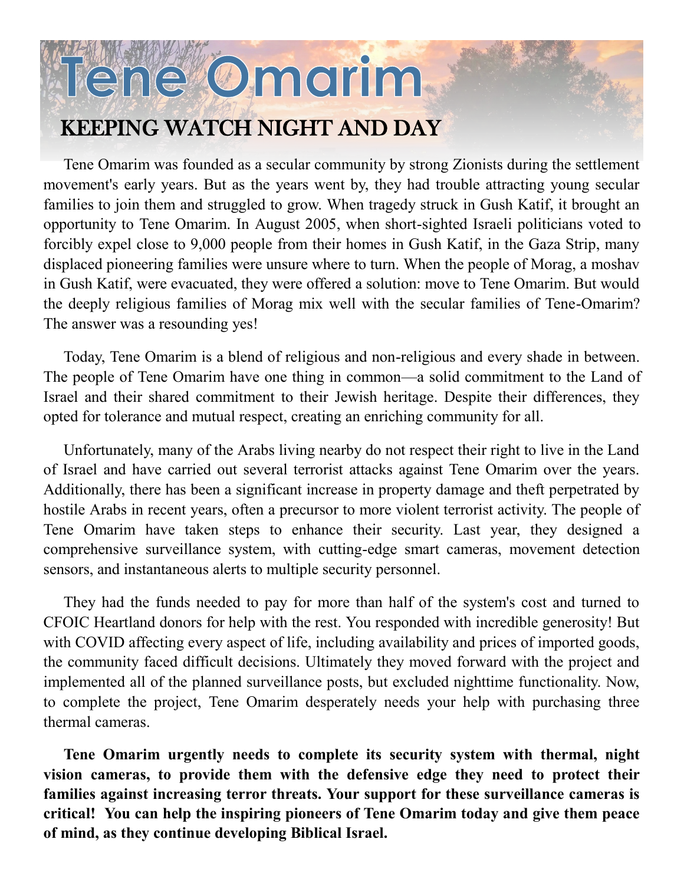# Tene Omarim

## KEEPING WATCH NIGHT AND DAY

Tene Omarim was founded as a secular community by strong Zionists during the settlement movement's early years. But as the years went by, they had trouble attracting young secular families to join them and struggled to grow. When tragedy struck in Gush Katif, it brought an opportunity to Tene Omarim. In August 2005, when short-sighted Israeli politicians voted to forcibly expel close to 9,000 people from their homes in Gush Katif, in the Gaza Strip, many displaced pioneering families were unsure where to turn. When the people of Morag, a moshav in Gush Katif, were evacuated, they were offered a solution: move to Tene Omarim. But would the deeply religious families of Morag mix well with the secular families of Tene-Omarim? The answer was a resounding yes!

Today, Tene Omarim is a blend of religious and non-religious and every shade in between. The people of Tene Omarim have one thing in common—a solid commitment to the Land of Israel and their shared commitment to their Jewish heritage. Despite their differences, they opted for tolerance and mutual respect, creating an enriching community for all.

Unfortunately, many of the Arabs living nearby do not respect their right to live in the Land of Israel and have carried out several terrorist attacks against Tene Omarim over the years. Additionally, there has been a significant increase in property damage and theft perpetrated by hostile Arabs in recent years, often a precursor to more violent terrorist activity. The people of Tene Omarim have taken steps to enhance their security. Last year, they designed a comprehensive surveillance system, with cutting-edge smart cameras, movement detection sensors, and instantaneous alerts to multiple security personnel.

They had the funds needed to pay for more than half of the system's cost and turned to CFOIC Heartland donors for help with the rest. You responded with incredible generosity! But with COVID affecting every aspect of life, including availability and prices of imported goods, the community faced difficult decisions. Ultimately they moved forward with the project and implemented all of the planned surveillance posts, but excluded nighttime functionality. Now, to complete the project, Tene Omarim desperately needs your help with purchasing three thermal cameras.

**Tene Omarim urgently needs to complete its security system with thermal, night vision cameras, to provide them with the defensive edge they need to protect their families against increasing terror threats. Your support for these surveillance cameras is critical! You can help the inspiring pioneers of Tene Omarim today and give them peace of mind, as they continue developing Biblical Israel.**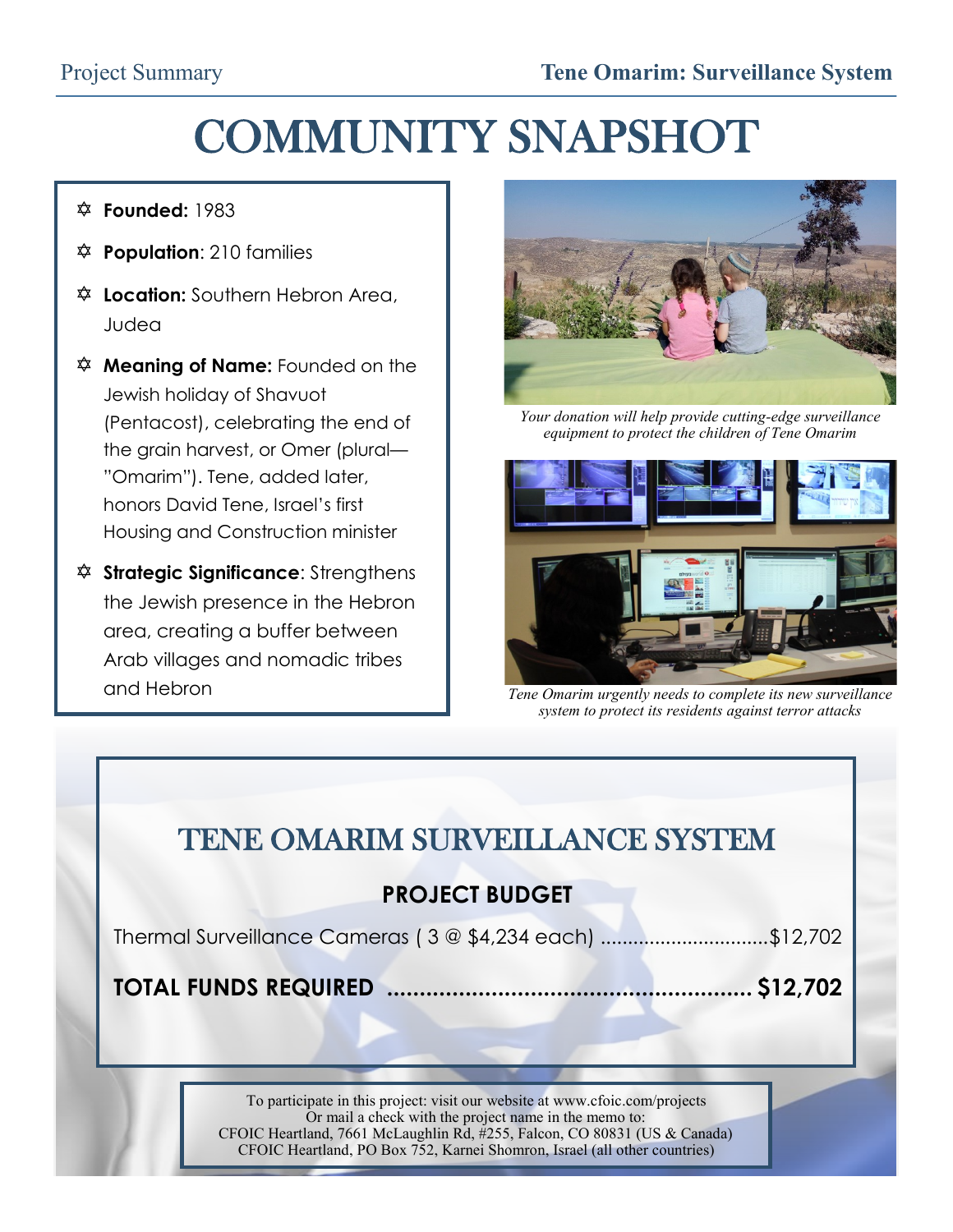# COMMUNITY SNAPSHOT

- **Founded:** 1983
- **Population**: 210 families
- **Location:** Southern Hebron Area, Judea
- **Meaning of Name:** Founded on the Jewish holiday of Shavuot (Pentacost), celebrating the end of the grain harvest, or Omer (plural—"Omarim"). Tene, added later, honors David Tene, Israel's first Housing and Construction minister
- **Strategic Significance**: Strengthens the Jewish presence in the Hebron area, creating a buffer between Arab villages and nomadic tribes and Hebron

*Your donation will help provide cutting-edge surveillance equipment to protect the children of Tene Omarim*

*Tene Omarim urgently needs to complete its new surveillance system to protect its residents against terror attacks*

## TENE OMARIM SURVEILLANCE SYSTEM

### PROJECT BUDGET

Thermal Surveillance Cameras ( 3 @ $4,234 each) ..............................$12,702

**TOTAL FUNDS REQUIRED ...................................................... $12,702**

To participate in this project: visit our website at www.cfoic.com/projects
Or mail a check with the project name in the memo to:
CFOIC Heartland, 7661 McLaughlin Rd, #255, Falcon, CO 80831 (US & Canada)
CFOIC Heartland, PO Box 752, Karnei Shomron, Israel (all other countries)